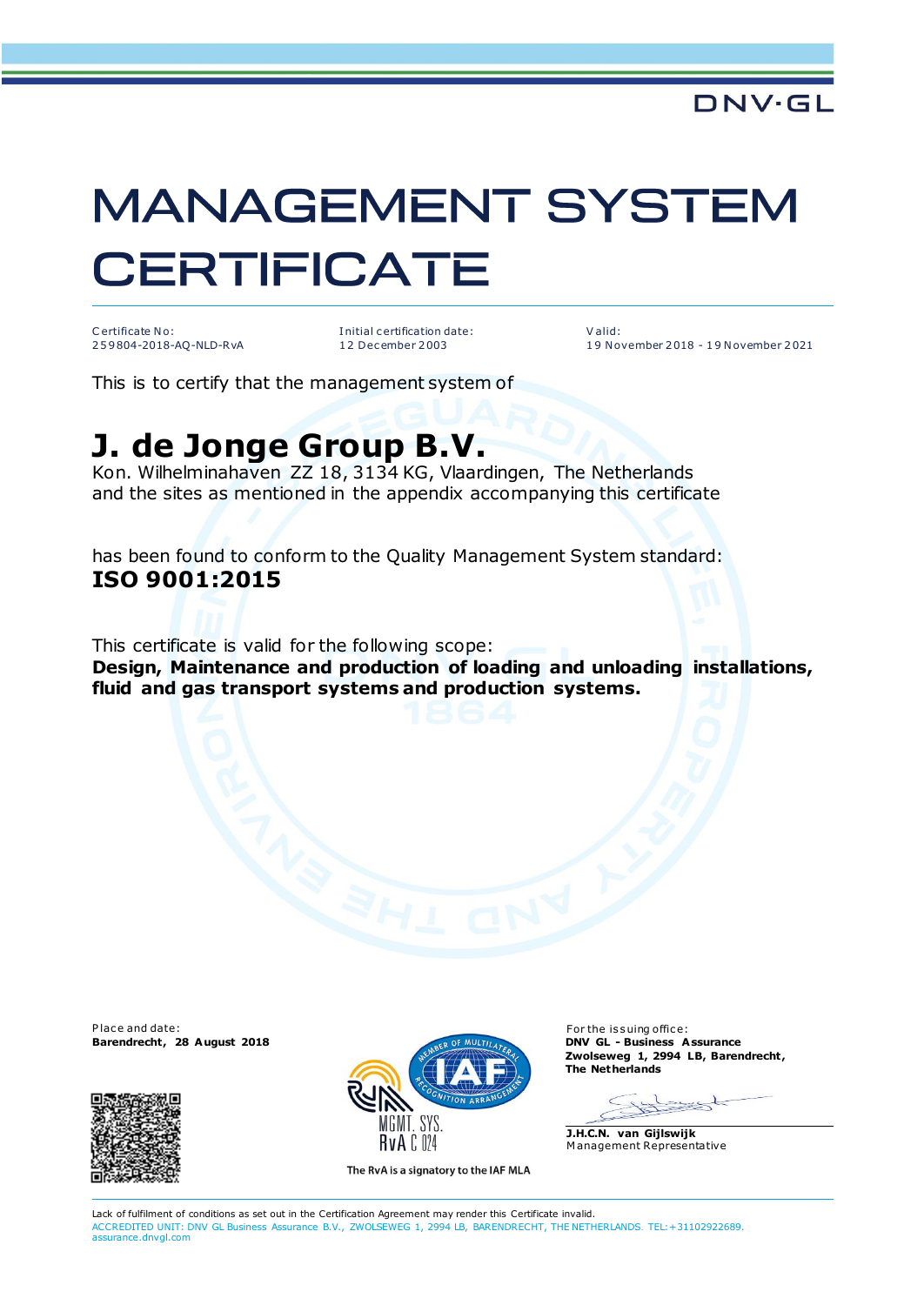DNV·GL

# MANAGEMENT SYSTEM CERTIFICATE

| Certificate No: | Initial certification date: | Valid: |
|---|---|---|
| 259804-2018-AQ-NLD-RvA | 12 December 2003 | 19 November 2018 - 19 November 2021 |

This is to certify that the management system of

## J. de Jonge Group B.V.

Kon. Wilhelminahaven ZZ 18, 3134 KG, Vlaardingen, The Netherlands
and the sites as mentioned in the appendix accompanying this certificate

has been found to conform to the Quality Management System standard:
**ISO 9001:2015**

This certificate is valid for the following scope:
**Design, Maintenance and production of loading and unloading installations, fluid and gas transport systems and production systems.**

Place and date:
**Barendrecht, 28 August 2018**

MGMT. SYS.
RvA C 024

The RvA is a signatory to the IAF MLA

For the issuing office:
**DNV GL - Business Assurance**
**Zwolseweg 1, 2994 LB, Barendrecht,**
**The Netherlands**

**J.H.C.N. van Gijlswijk**
Management Representative

Lack of fulfilment of conditions as set out in the Certification Agreement may render this Certificate invalid.
ACCREDITED UNIT: DNV GL Business Assurance B.V., ZWOLSEWEG 1, 2994 LB, BARENDRECHT, THE NETHERLANDS. TEL: +31102922689. assurance.dnvgl.com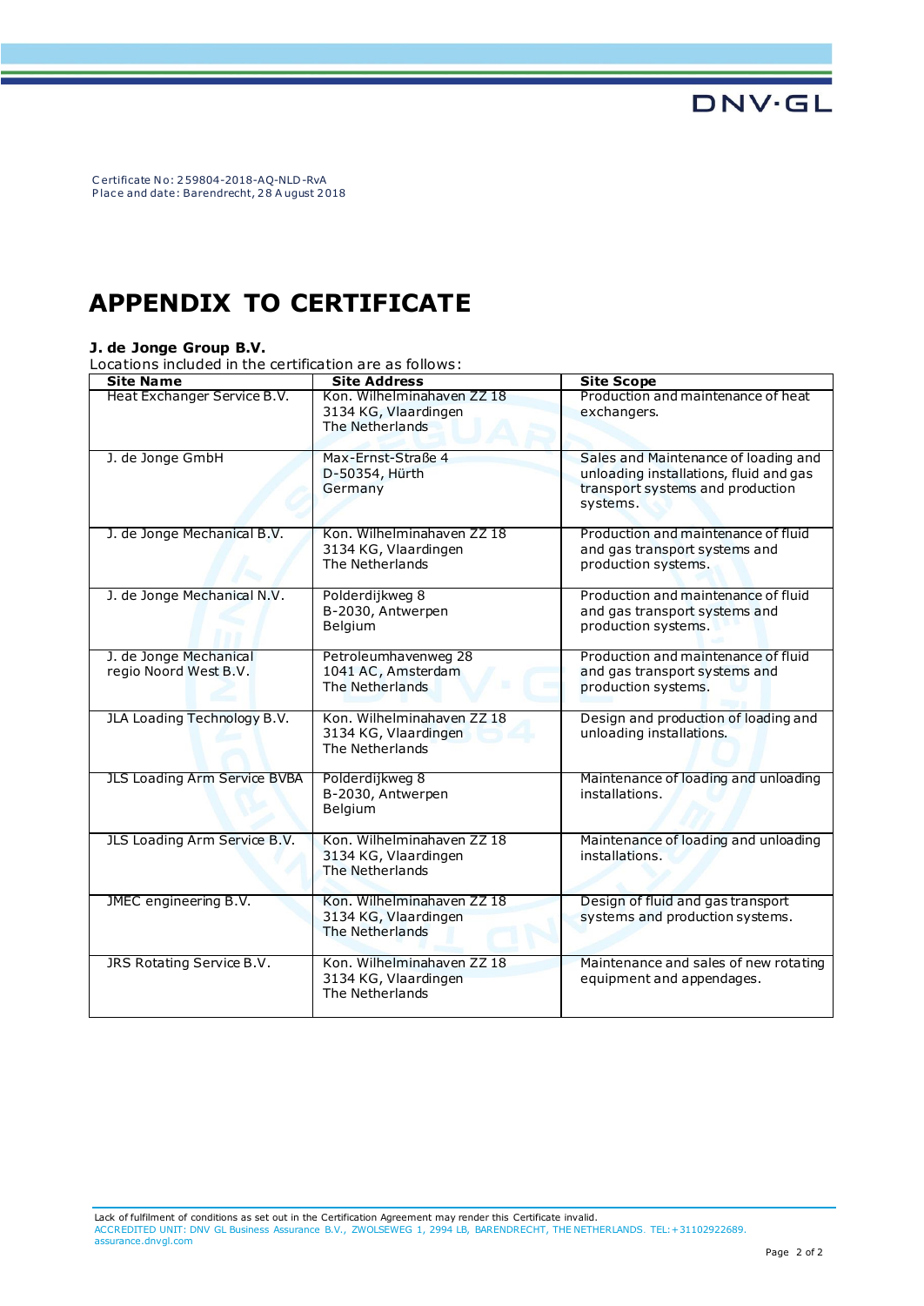Certificate No: 259804-2018-AQ-NLD-RvA
Place and date: Barendrecht, 28 August 2018

# APPENDIX TO CERTIFICATE

**J. de Jonge Group B.V.**
Locations included in the certification are as follows:

| **Site Name** | **Site Address** | **Site Scope** |
|---|---|---|
| Heat Exchanger Service B.V. | Kon. Wilhelminahaven ZZ 18<br>3134 KG, Vlaardingen<br>The Netherlands | Production and maintenance of heat exchangers. |
| J. de Jonge GmbH | Max-Ernst-Straße 4<br>D-50354, Hürth<br>Germany | Sales and Maintenance of loading and unloading installations, fluid and gas transport systems and production systems. |
| J. de Jonge Mechanical B.V. | Kon. Wilhelminahaven ZZ 18<br>3134 KG, Vlaardingen<br>The Netherlands | Production and maintenance of fluid and gas transport systems and production systems. |
| J. de Jonge Mechanical N.V. | Polderdijkweg 8<br>B-2030, Antwerpen<br>Belgium | Production and maintenance of fluid and gas transport systems and production systems. |
| J. de Jonge Mechanical regio Noord West B.V. | Petroleumhavenweg 28<br>1041 AC, Amsterdam<br>The Netherlands | Production and maintenance of fluid and gas transport systems and production systems. |
| JLA Loading Technology B.V. | Kon. Wilhelminahaven ZZ 18<br>3134 KG, Vlaardingen<br>The Netherlands | Design and production of loading and unloading installations. |
| JLS Loading Arm Service BVBA | Polderdijkweg 8<br>B-2030, Antwerpen<br>Belgium | Maintenance of loading and unloading installations. |
| JLS Loading Arm Service B.V. | Kon. Wilhelminahaven ZZ 18<br>3134 KG, Vlaardingen<br>The Netherlands | Maintenance of loading and unloading installations. |
| JMEC engineering B.V. | Kon. Wilhelminahaven ZZ 18<br>3134 KG, Vlaardingen<br>The Netherlands | Design of fluid and gas transport systems and production systems. |
| JRS Rotating Service B.V. | Kon. Wilhelminahaven ZZ 18<br>3134 KG, Vlaardingen<br>The Netherlands | Maintenance and sales of new rotating equipment and appendages. |

Lack of fulfilment of conditions as set out in the Certification Agreement may render this Certificate invalid.
ACCREDITED UNIT: DNV GL Business Assurance B.V., ZWOLSEWEG 1, 2994 LB, BARENDRECHT, THE NETHERLANDS. TEL:+31102922689. assurance.dnvgl.com